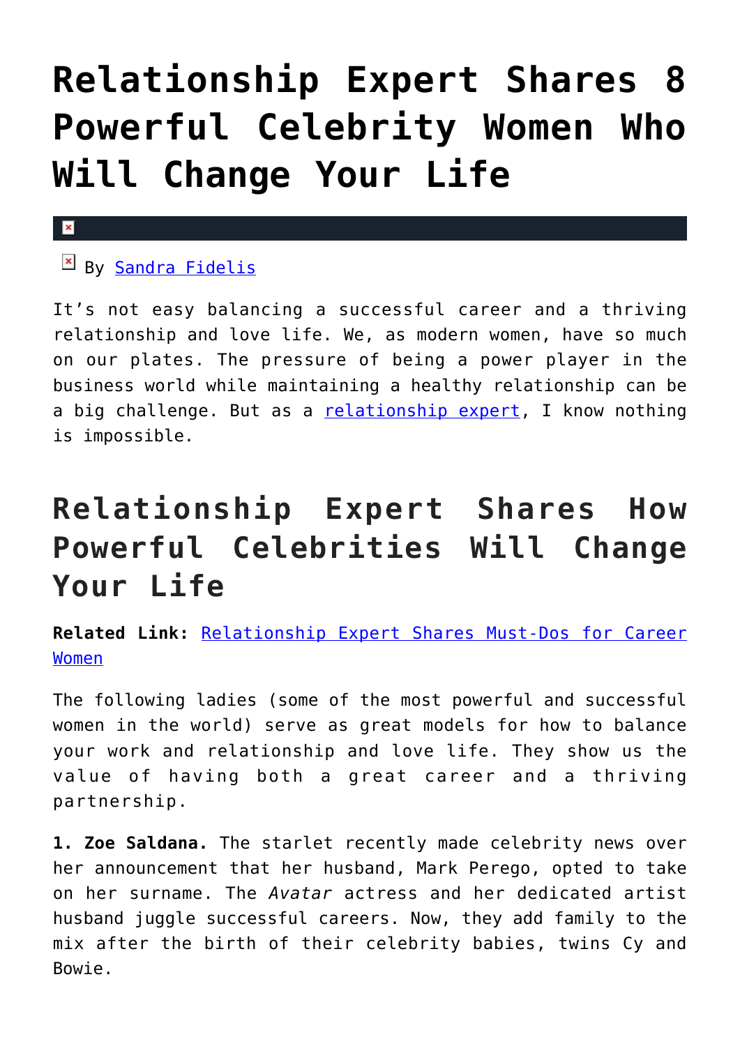# Relationship Expert Shares 8 Powerful Celebrity Women Who Will Change Your Life

By Sandra Fidelis

It's not easy balancing a successful career and a thriving relationship and love life. We, as modern women, have so much on our plates. The pressure of being a power player in the business world while maintaining a healthy relationship can be a big challenge. But as a relationship expert, I know nothing is impossible.

## Relationship Expert Shares How Powerful Celebrities Will Change Your Life

**Related Link:** Relationship Expert Shares Must-Dos for Career Women

The following ladies (some of the most powerful and successful women in the world) serve as great models for how to balance your work and relationship and love life. They show us the value of having both a great career and a thriving partnership.

**1. Zoe Saldana.** The starlet recently made celebrity news over her announcement that her husband, Mark Perego, opted to take on her surname. The *Avatar* actress and her dedicated artist husband juggle successful careers. Now, they add family to the mix after the birth of their celebrity babies, twins Cy and Bowie.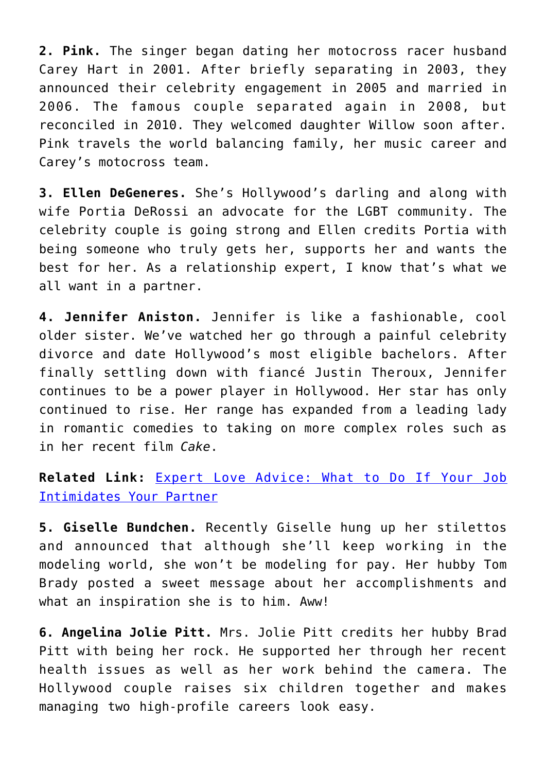**2. Pink.** The singer began dating her motocross racer husband Carey Hart in 2001. After briefly separating in 2003, they announced their celebrity engagement in 2005 and married in 2006. The famous couple separated again in 2008, but reconciled in 2010. They welcomed daughter Willow soon after. Pink travels the world balancing family, her music career and Carey's motocross team.

**3. Ellen DeGeneres.** She's Hollywood's darling and along with wife Portia DeRossi an advocate for the LGBT community. The celebrity couple is going strong and Ellen credits Portia with being someone who truly gets her, supports her and wants the best for her. As a relationship expert, I know that's what we all want in a partner.

**4. Jennifer Aniston.** Jennifer is like a fashionable, cool older sister. We've watched her go through a painful celebrity divorce and date Hollywood's most eligible bachelors. After finally settling down with fiancé Justin Theroux, Jennifer continues to be a power player in Hollywood. Her star has only continued to rise. Her range has expanded from a leading lady in romantic comedies to taking on more complex roles such as in her recent film *Cake*.

**Related Link:** Expert Love Advice: What to Do If Your Job Intimidates Your Partner

**5. Giselle Bundchen.** Recently Giselle hung up her stilettos and announced that although she'll keep working in the modeling world, she won't be modeling for pay. Her hubby Tom Brady posted a sweet message about her accomplishments and what an inspiration she is to him. Aww!

**6. Angelina Jolie Pitt.** Mrs. Jolie Pitt credits her hubby Brad Pitt with being her rock. He supported her through her recent health issues as well as her work behind the camera. The Hollywood couple raises six children together and makes managing two high-profile careers look easy.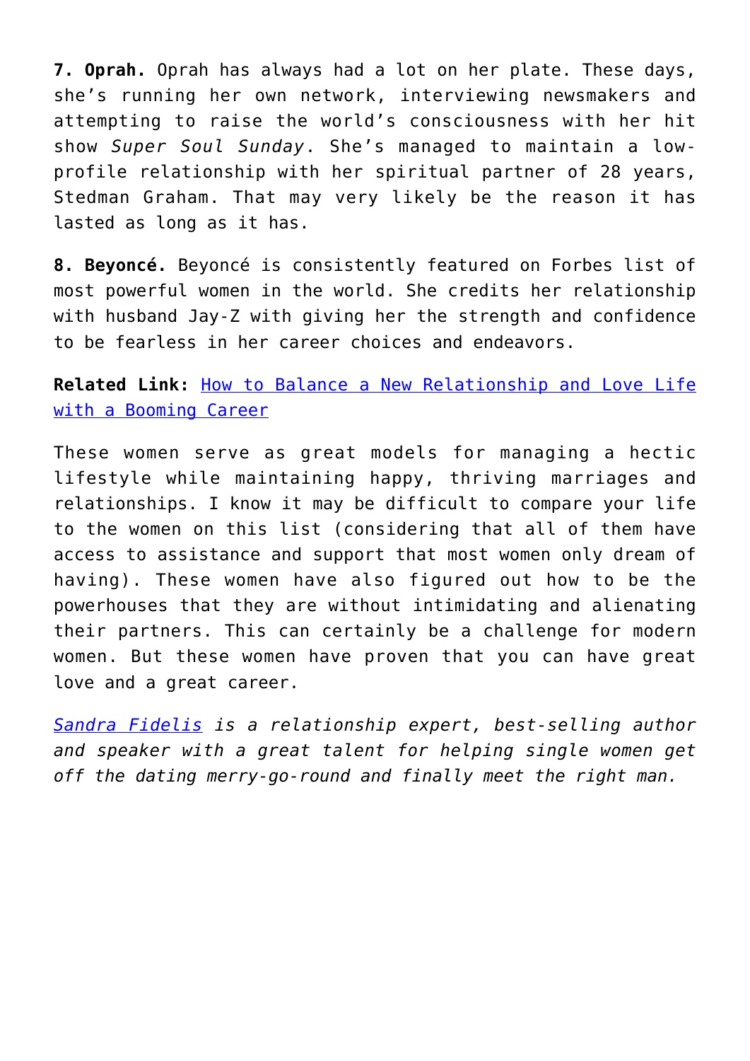**7. Oprah.** Oprah has always had a lot on her plate. These days, she's running her own network, interviewing newsmakers and attempting to raise the world's consciousness with her hit show *Super Soul Sunday*. She's managed to maintain a low-profile relationship with her spiritual partner of 28 years, Stedman Graham. That may very likely be the reason it has lasted as long as it has.

**8. Beyoncé.** Beyoncé is consistently featured on Forbes list of most powerful women in the world. She credits her relationship with husband Jay-Z with giving her the strength and confidence to be fearless in her career choices and endeavors.

**Related Link:** How to Balance a New Relationship and Love Life with a Booming Career

These women serve as great models for managing a hectic lifestyle while maintaining happy, thriving marriages and relationships. I know it may be difficult to compare your life to the women on this list (considering that all of them have access to assistance and support that most women only dream of having). These women have also figured out how to be the powerhouses that they are without intimidating and alienating their partners. This can certainly be a challenge for modern women. But these women have proven that you can have great love and a great career.

*Sandra Fidelis is a relationship expert, best-selling author and speaker with a great talent for helping single women get off the dating merry-go-round and finally meet the right man.*